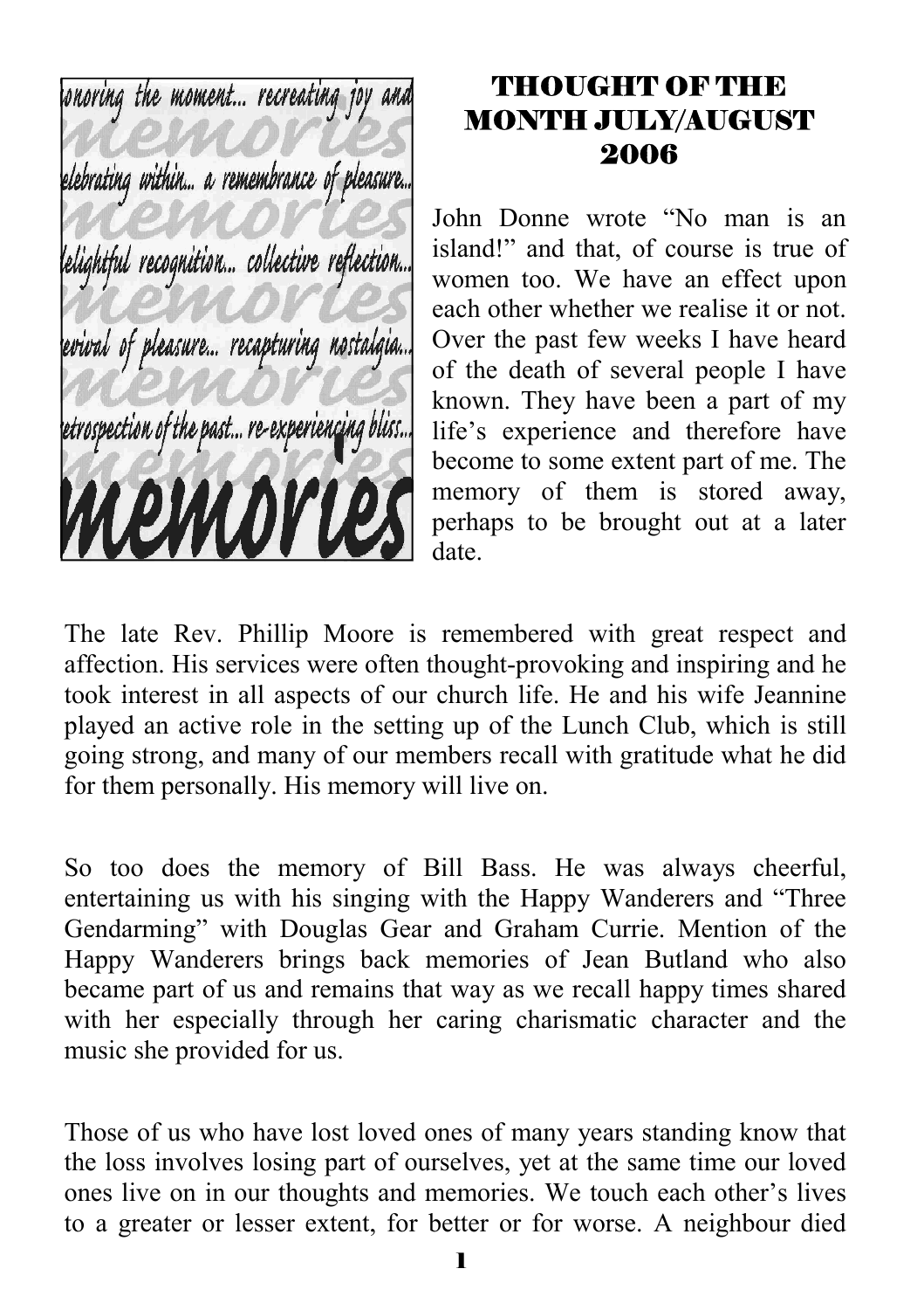# THOUGHT OF THE MONTH JULY/AUGUST 2006

John Donne wrote "No man is an island!" and that, of course is true of women too. We have an effect upon each other whether we realise it or not. Over the past few weeks I have heard of the death of several people I have known. They have been a part of my life's experience and therefore have become to some extent part of me. The memory of them is stored away, perhaps to be brought out at a later date.

The late Rev. Phillip Moore is remembered with great respect and affection. His services were often thought-provoking and inspiring and he took interest in all aspects of our church life. He and his wife Jeannine played an active role in the setting up of the Lunch Club, which is still going strong, and many of our members recall with gratitude what he did for them personally. His memory will live on.

So too does the memory of Bill Bass. He was always cheerful, entertaining us with his singing with the Happy Wanderers and "Three Gendarming" with Douglas Gear and Graham Currie. Mention of the Happy Wanderers brings back memories of Jean Butland who also became part of us and remains that way as we recall happy times shared with her especially through her caring charismatic character and the music she provided for us.

Those of us who have lost loved ones of many years standing know that the loss involves losing part of ourselves, yet at the same time our loved ones live on in our thoughts and memories. We touch each other's lives to a greater or lesser extent, for better or for worse. A neighbour died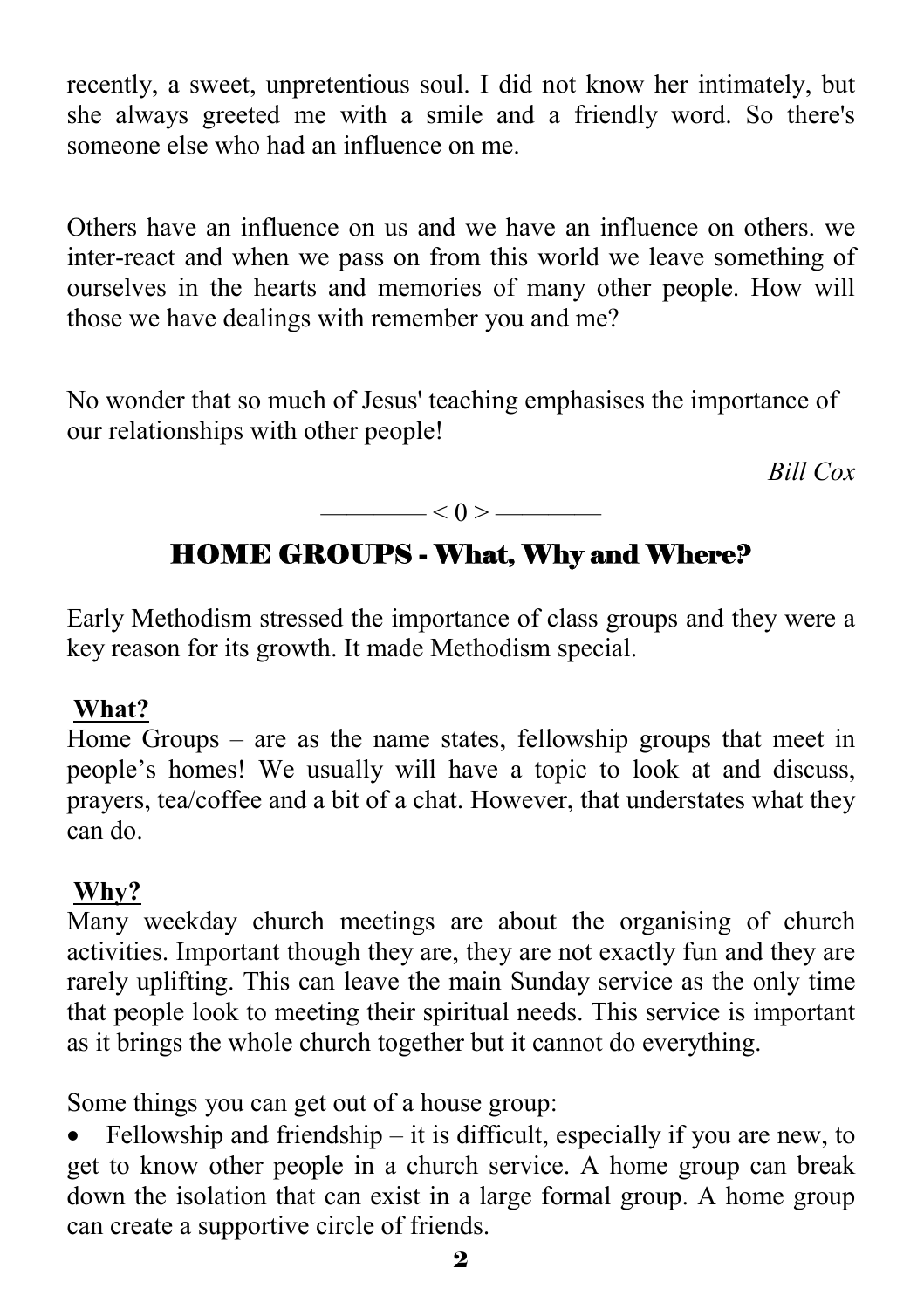recently, a sweet, unpretentious soul. I did not know her intimately, but she always greeted me with a smile and a friendly word. So there's someone else who had an influence on me.

Others have an influence on us and we have an influence on others. we inter-react and when we pass on from this world we leave something of ourselves in the hearts and memories of many other people. How will those we have dealings with remember you and me?

No wonder that so much of Jesus' teaching emphasises the importance of our relationships with other people!

*Bill Cox*

———— < 0 > ————

## HOME GROUPS - What, Why and Where?

Early Methodism stressed the importance of class groups and they were a key reason for its growth. It made Methodism special.

**What?**

Home Groups – are as the name states, fellowship groups that meet in people's homes! We usually will have a topic to look at and discuss, prayers, tea/coffee and a bit of a chat. However, that understates what they can do.

**Why?**

Many weekday church meetings are about the organising of church activities. Important though they are, they are not exactly fun and they are rarely uplifting. This can leave the main Sunday service as the only time that people look to meeting their spiritual needs. This service is important as it brings the whole church together but it cannot do everything.

Some things you can get out of a house group:

- Fellowship and friendship – it is difficult, especially if you are new, to get to know other people in a church service. A home group can break down the isolation that can exist in a large formal group. A home group can create a supportive circle of friends.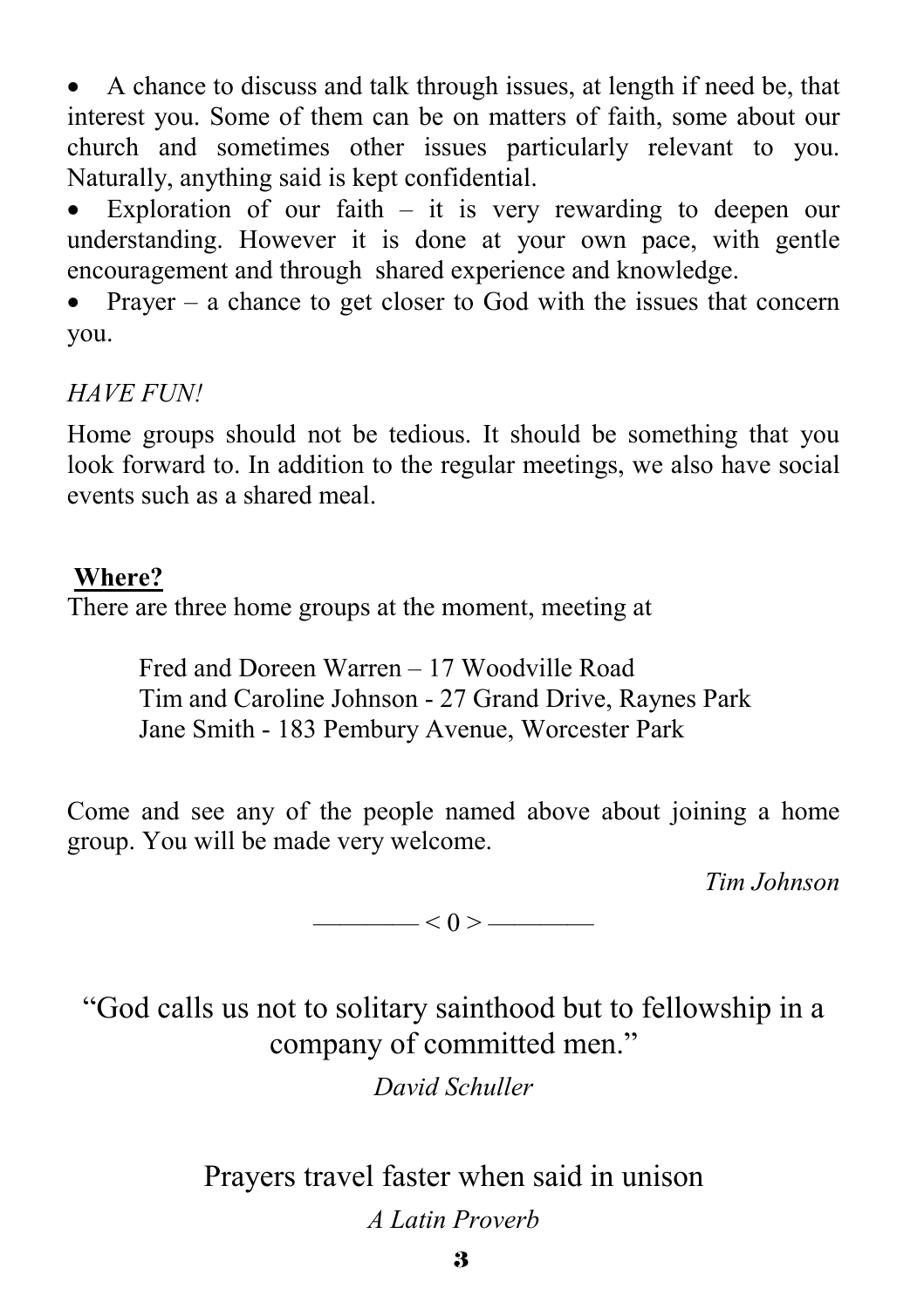- A chance to discuss and talk through issues, at length if need be, that interest you. Some of them can be on matters of faith, some about our church and sometimes other issues particularly relevant to you. Naturally, anything said is kept confidential.
- Exploration of our faith – it is very rewarding to deepen our understanding. However it is done at your own pace, with gentle encouragement and through shared experience and knowledge.
- Prayer – a chance to get closer to God with the issues that concern you.

*HAVE FUN!*

Home groups should not be tedious. It should be something that you look forward to. In addition to the regular meetings, we also have social events such as a shared meal.

**Where?**

There are three home groups at the moment, meeting at

Fred and Doreen Warren – 17 Woodville Road
Tim and Caroline Johnson - 27 Grand Drive, Raynes Park
Jane Smith - 183 Pembury Avenue, Worcester Park

Come and see any of the people named above about joining a home group. You will be made very welcome.

*Tim Johnson*

———— < 0 > ————

"God calls us not to solitary sainthood but to fellowship in a company of committed men."

*David Schuller*

Prayers travel faster when said in unison

*A Latin Proverb*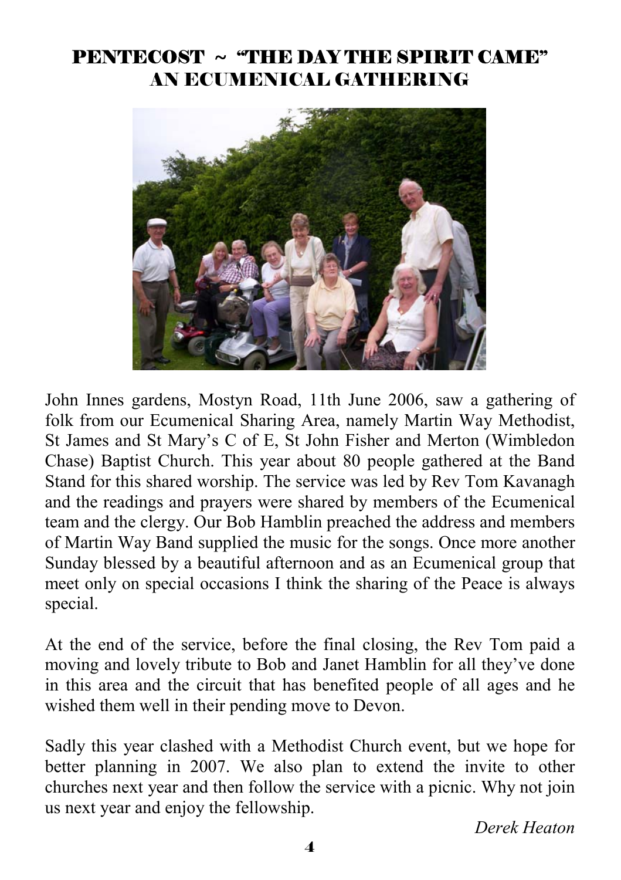# PENTECOST ~ "THE DAY THE SPIRIT CAME" AN ECUMENICAL GATHERING

John Innes gardens, Mostyn Road, 11th June 2006, saw a gathering of folk from our Ecumenical Sharing Area, namely Martin Way Methodist, St James and St Mary's C of E, St John Fisher and Merton (Wimbledon Chase) Baptist Church. This year about 80 people gathered at the Band Stand for this shared worship. The service was led by Rev Tom Kavanagh and the readings and prayers were shared by members of the Ecumenical team and the clergy. Our Bob Hamblin preached the address and members of Martin Way Band supplied the music for the songs. Once more another Sunday blessed by a beautiful afternoon and as an Ecumenical group that meet only on special occasions I think the sharing of the Peace is always special.

At the end of the service, before the final closing, the Rev Tom paid a moving and lovely tribute to Bob and Janet Hamblin for all they've done in this area and the circuit that has benefited people of all ages and he wished them well in their pending move to Devon.

Sadly this year clashed with a Methodist Church event, but we hope for better planning in 2007. We also plan to extend the invite to other churches next year and then follow the service with a picnic. Why not join us next year and enjoy the fellowship.

*Derek Heaton*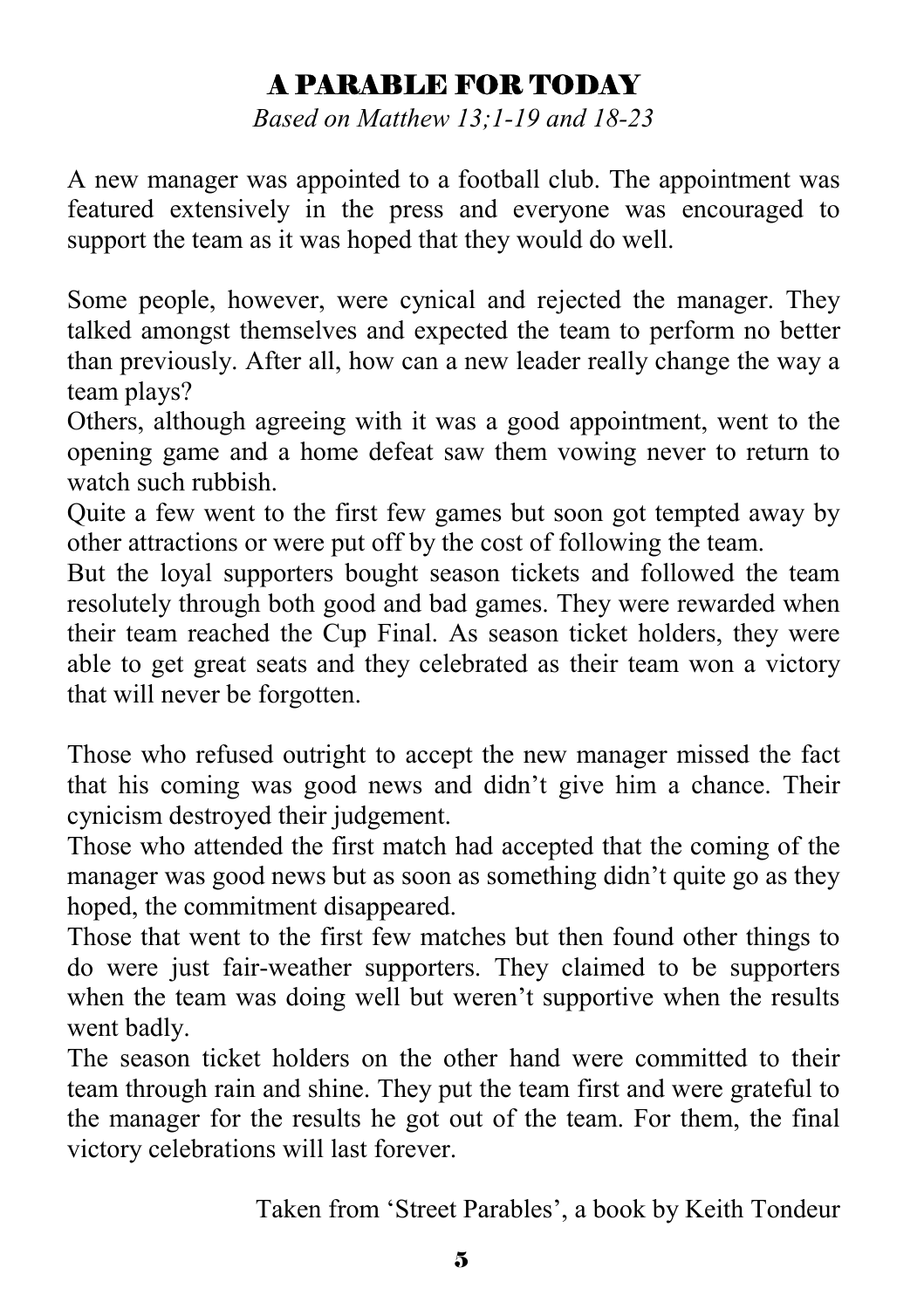# A PARABLE FOR TODAY

*Based on Matthew 13;1-19 and 18-23*

A new manager was appointed to a football club. The appointment was featured extensively in the press and everyone was encouraged to support the team as it was hoped that they would do well.

Some people, however, were cynical and rejected the manager. They talked amongst themselves and expected the team to perform no better than previously. After all, how can a new leader really change the way a team plays?

Others, although agreeing with it was a good appointment, went to the opening game and a home defeat saw them vowing never to return to watch such rubbish.

Quite a few went to the first few games but soon got tempted away by other attractions or were put off by the cost of following the team.

But the loyal supporters bought season tickets and followed the team resolutely through both good and bad games. They were rewarded when their team reached the Cup Final. As season ticket holders, they were able to get great seats and they celebrated as their team won a victory that will never be forgotten.

Those who refused outright to accept the new manager missed the fact that his coming was good news and didn't give him a chance. Their cynicism destroyed their judgement.

Those who attended the first match had accepted that the coming of the manager was good news but as soon as something didn't quite go as they hoped, the commitment disappeared.

Those that went to the first few matches but then found other things to do were just fair-weather supporters. They claimed to be supporters when the team was doing well but weren't supportive when the results went badly.

The season ticket holders on the other hand were committed to their team through rain and shine. They put the team first and were grateful to the manager for the results he got out of the team. For them, the final victory celebrations will last forever.

Taken from 'Street Parables', a book by Keith Tondeur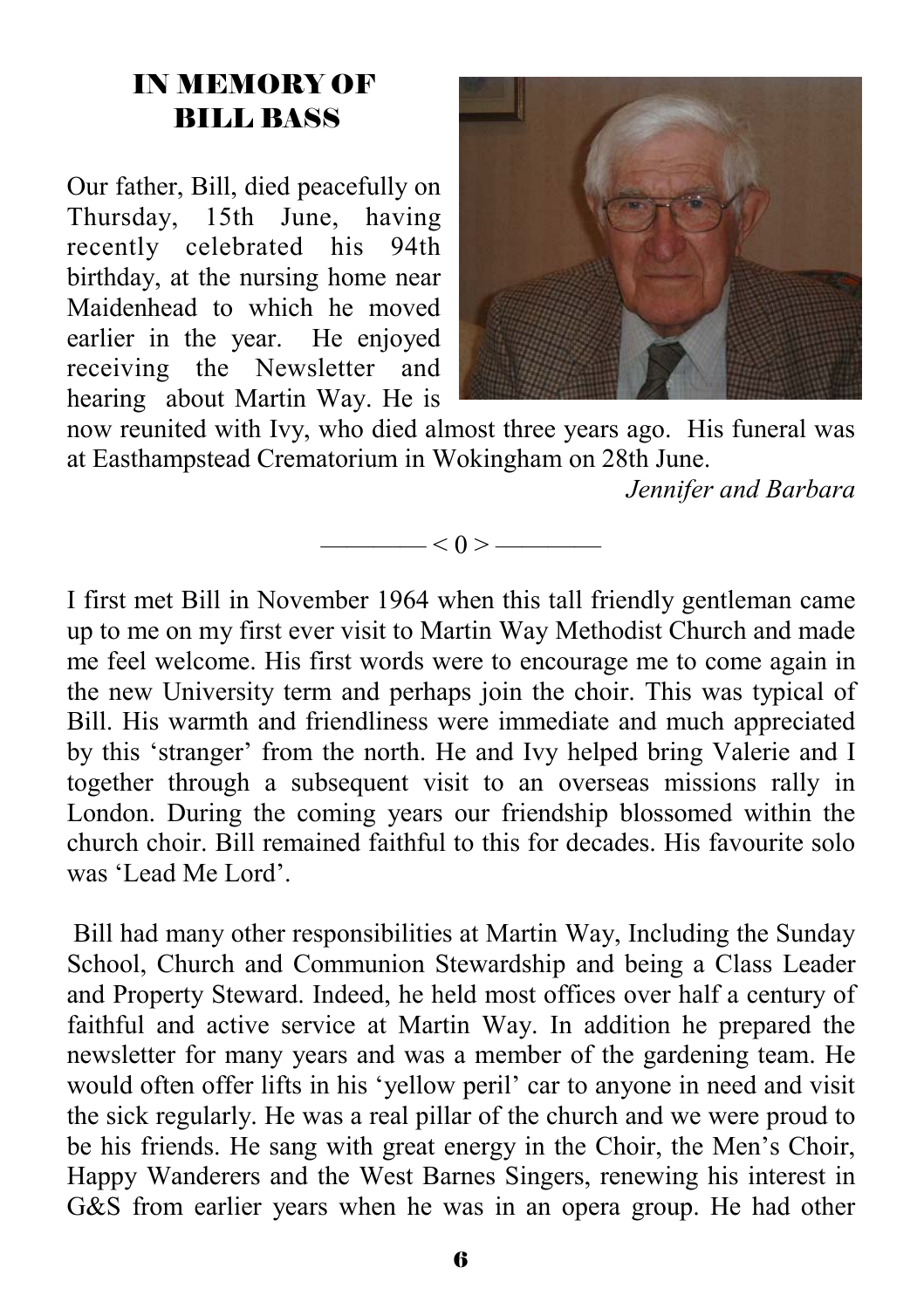## IN MEMORY OF BILL BASS

Our father, Bill, died peacefully on Thursday, 15th June, having recently celebrated his 94th birthday, at the nursing home near Maidenhead to which he moved earlier in the year. He enjoyed receiving the Newsletter and hearing about Martin Way. He is now reunited with Ivy, who died almost three years ago. His funeral was at Easthampstead Crematorium in Wokingham on 28th June.

*Jennifer and Barbara*

———— < 0 > ————

I first met Bill in November 1964 when this tall friendly gentleman came up to me on my first ever visit to Martin Way Methodist Church and made me feel welcome. His first words were to encourage me to come again in the new University term and perhaps join the choir. This was typical of Bill. His warmth and friendliness were immediate and much appreciated by this 'stranger' from the north. He and Ivy helped bring Valerie and I together through a subsequent visit to an overseas missions rally in London. During the coming years our friendship blossomed within the church choir. Bill remained faithful to this for decades. His favourite solo was 'Lead Me Lord'.

Bill had many other responsibilities at Martin Way, Including the Sunday School, Church and Communion Stewardship and being a Class Leader and Property Steward. Indeed, he held most offices over half a century of faithful and active service at Martin Way. In addition he prepared the newsletter for many years and was a member of the gardening team. He would often offer lifts in his 'yellow peril' car to anyone in need and visit the sick regularly. He was a real pillar of the church and we were proud to be his friends. He sang with great energy in the Choir, the Men's Choir, Happy Wanderers and the West Barnes Singers, renewing his interest in G&S from earlier years when he was in an opera group. He had other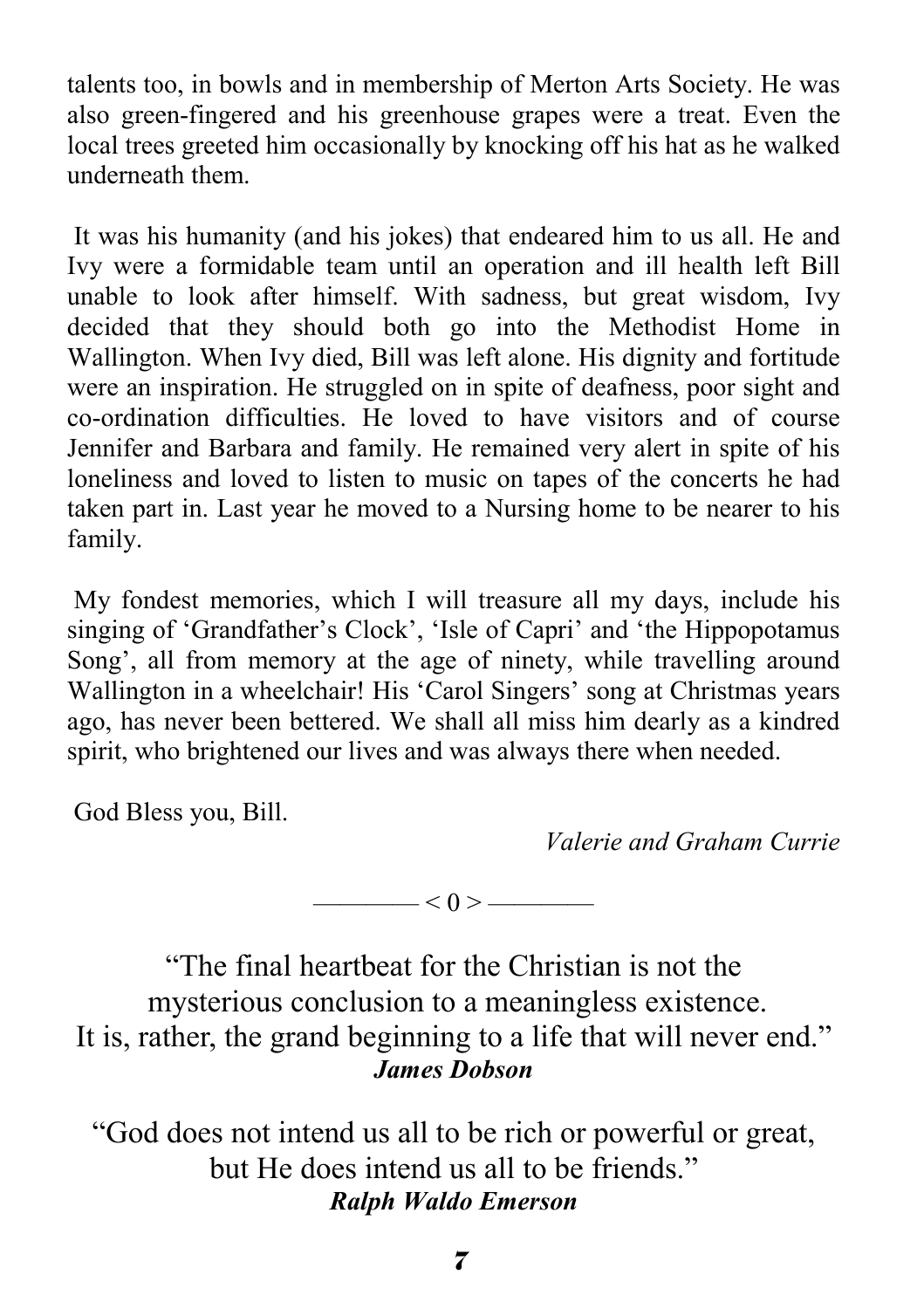talents too, in bowls and in membership of Merton Arts Society. He was also green-fingered and his greenhouse grapes were a treat. Even the local trees greeted him occasionally by knocking off his hat as he walked underneath them.

It was his humanity (and his jokes) that endeared him to us all. He and Ivy were a formidable team until an operation and ill health left Bill unable to look after himself. With sadness, but great wisdom, Ivy decided that they should both go into the Methodist Home in Wallington. When Ivy died, Bill was left alone. His dignity and fortitude were an inspiration. He struggled on in spite of deafness, poor sight and co-ordination difficulties. He loved to have visitors and of course Jennifer and Barbara and family. He remained very alert in spite of his loneliness and loved to listen to music on tapes of the concerts he had taken part in. Last year he moved to a Nursing home to be nearer to his family.

My fondest memories, which I will treasure all my days, include his singing of 'Grandfather's Clock', 'Isle of Capri' and 'the Hippopotamus Song', all from memory at the age of ninety, while travelling around Wallington in a wheelchair! His 'Carol Singers' song at Christmas years ago, has never been bettered. We shall all miss him dearly as a kindred spirit, who brightened our lives and was always there when needed.

God Bless you, Bill.

*Valerie and Graham Currie*

———— < 0 > ————

"The final heartbeat for the Christian is not the mysterious conclusion to a meaningless existence. It is, rather, the grand beginning to a life that will never end."
***James Dobson***

"God does not intend us all to be rich or powerful or great, but He does intend us all to be friends."
***Ralph Waldo Emerson***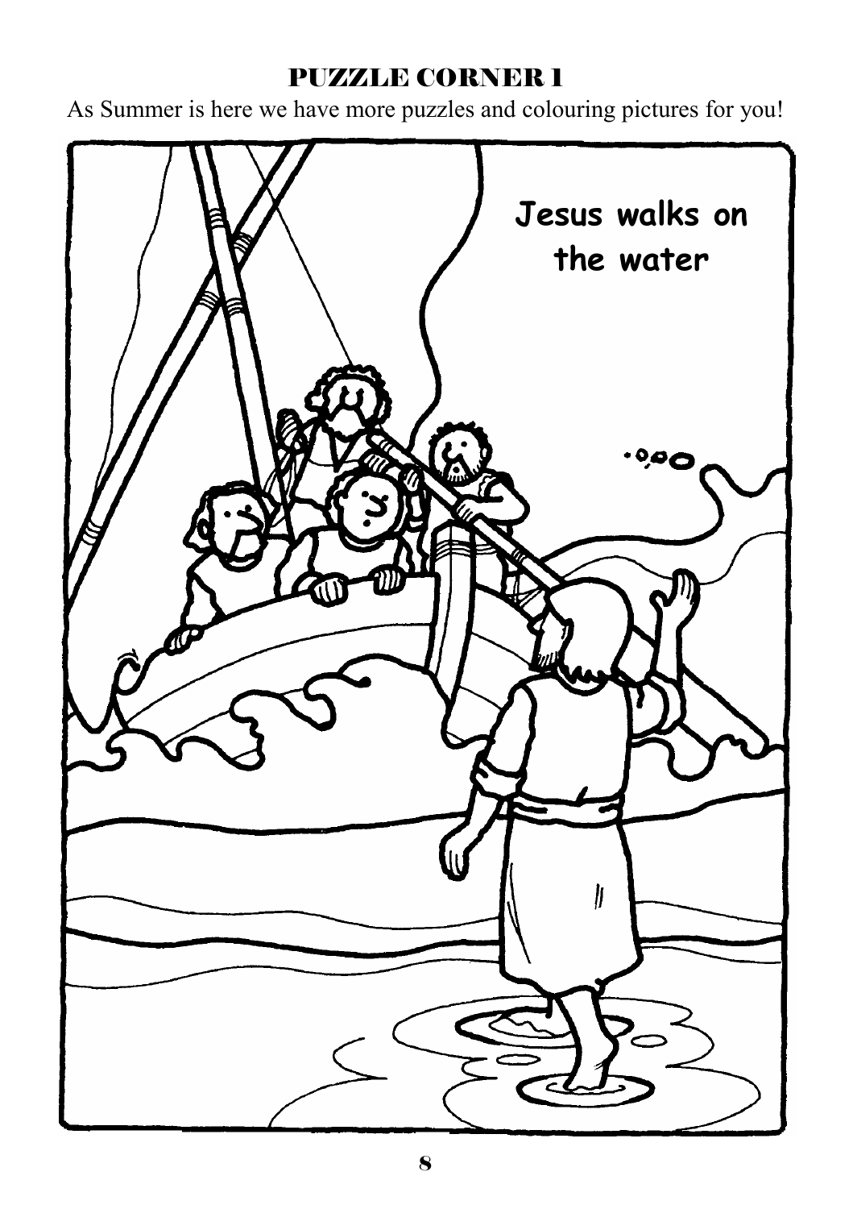## PUZZLE CORNER 1

As Summer is here we have more puzzles and colouring pictures for you!

Jesus walks on the water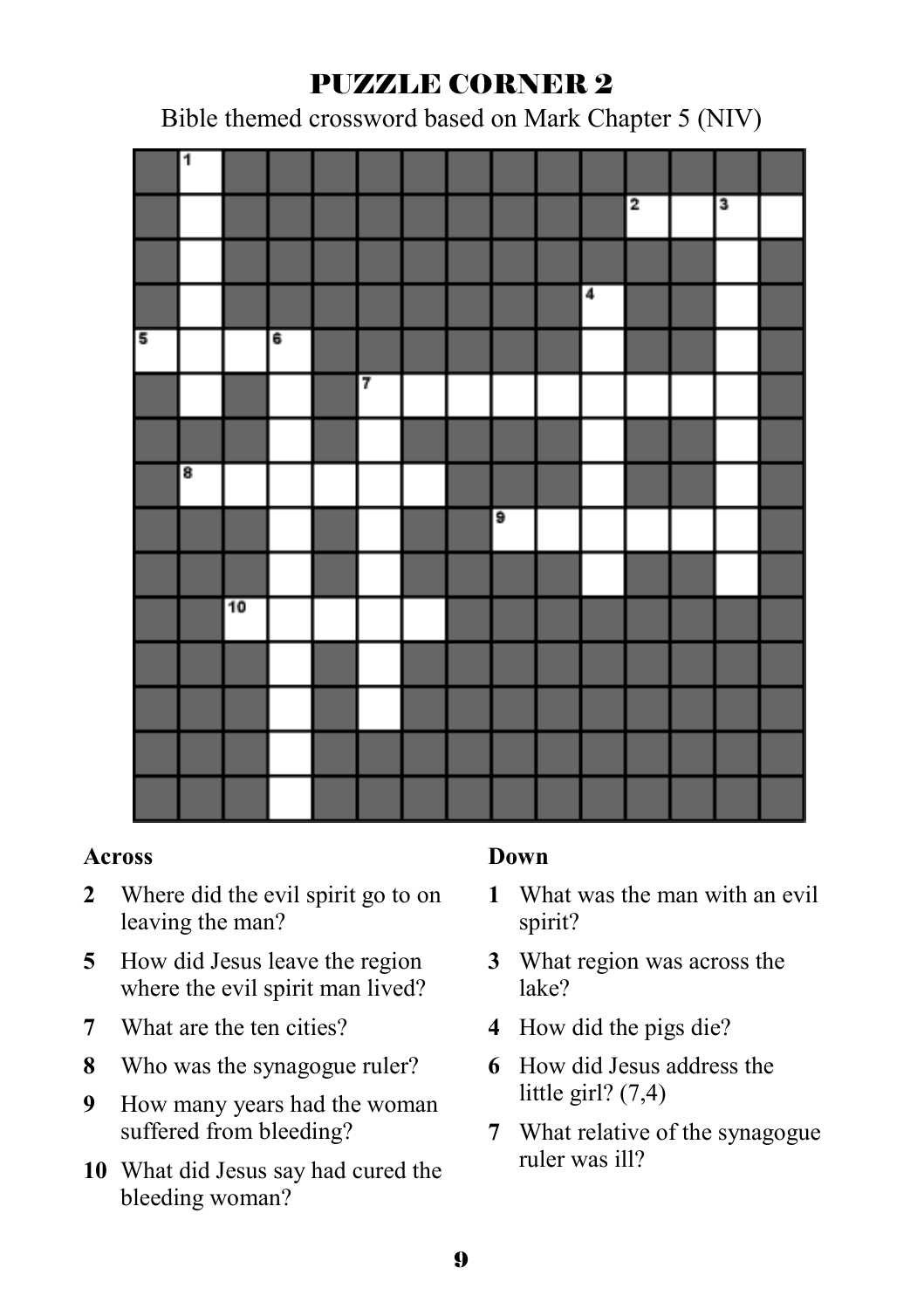# PUZZLE CORNER 2

Bible themed crossword based on Mark Chapter 5 (NIV)

**Across**

- **2** Where did the evil spirit go to on leaving the man?
- **5** How did Jesus leave the region where the evil spirit man lived?
- **7** What are the ten cities?
- **8** Who was the synagogue ruler?
- **9** How many years had the woman suffered from bleeding?
- **10** What did Jesus say had cured the bleeding woman?

**Down**

- **1** What was the man with an evil spirit?
- **3** What region was across the lake?
- **4** How did the pigs die?
- **6** How did Jesus address the little girl? (7,4)
- **7** What relative of the synagogue ruler was ill?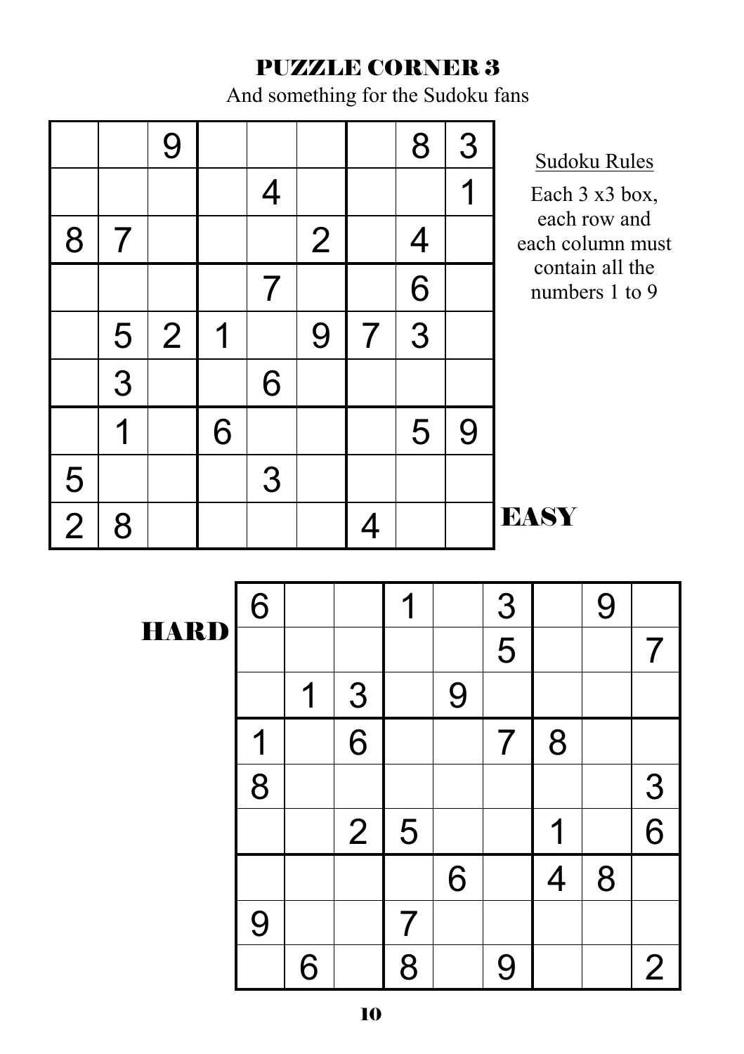# PUZZLE CORNER 3

And something for the Sudoku fans

**EASY**

|   |   |   |   |   |   |   |   |   |
|---|---|---|---|---|---|---|---|---|
|   |   | 9 |   |   |   |   | 8 | 3 |
|   |   |   |   | 4 |   |   |   | 1 |
| 8 | 7 |   |   |   | 2 |   | 4 |   |
|   |   |   |   | 7 |   |   | 6 |   |
|   | 5 | 2 | 1 |   | 9 | 7 | 3 |   |
|   | 3 |   |   | 6 |   |   |   |   |
|   | 1 |   | 6 |   |   |   | 5 | 9 |
| 5 |   |   |   | 3 |   |   |   |   |
| 2 | 8 |   |   |   |   | 4 |   |   |

Sudoku Rules

Each 3 x3 box, each row and each column must contain all the numbers 1 to 9

**HARD**

|   |   |   |   |   |   |   |   |   |
|---|---|---|---|---|---|---|---|---|
| 6 |   |   | 1 |   | 3 |   | 9 |   |
|   |   |   |   |   | 5 |   |   | 7 |
|   | 1 | 3 |   | 9 |   |   |   |   |
| 1 |   | 6 |   |   | 7 | 8 |   |   |
| 8 |   |   |   |   |   |   |   | 3 |
|   |   | 2 | 5 |   |   | 1 |   | 6 |
|   |   |   |   | 6 |   | 4 | 8 |   |
| 9 |   |   | 7 |   |   |   |   |   |
|   | 6 |   | 8 |   | 9 |   |   | 2 |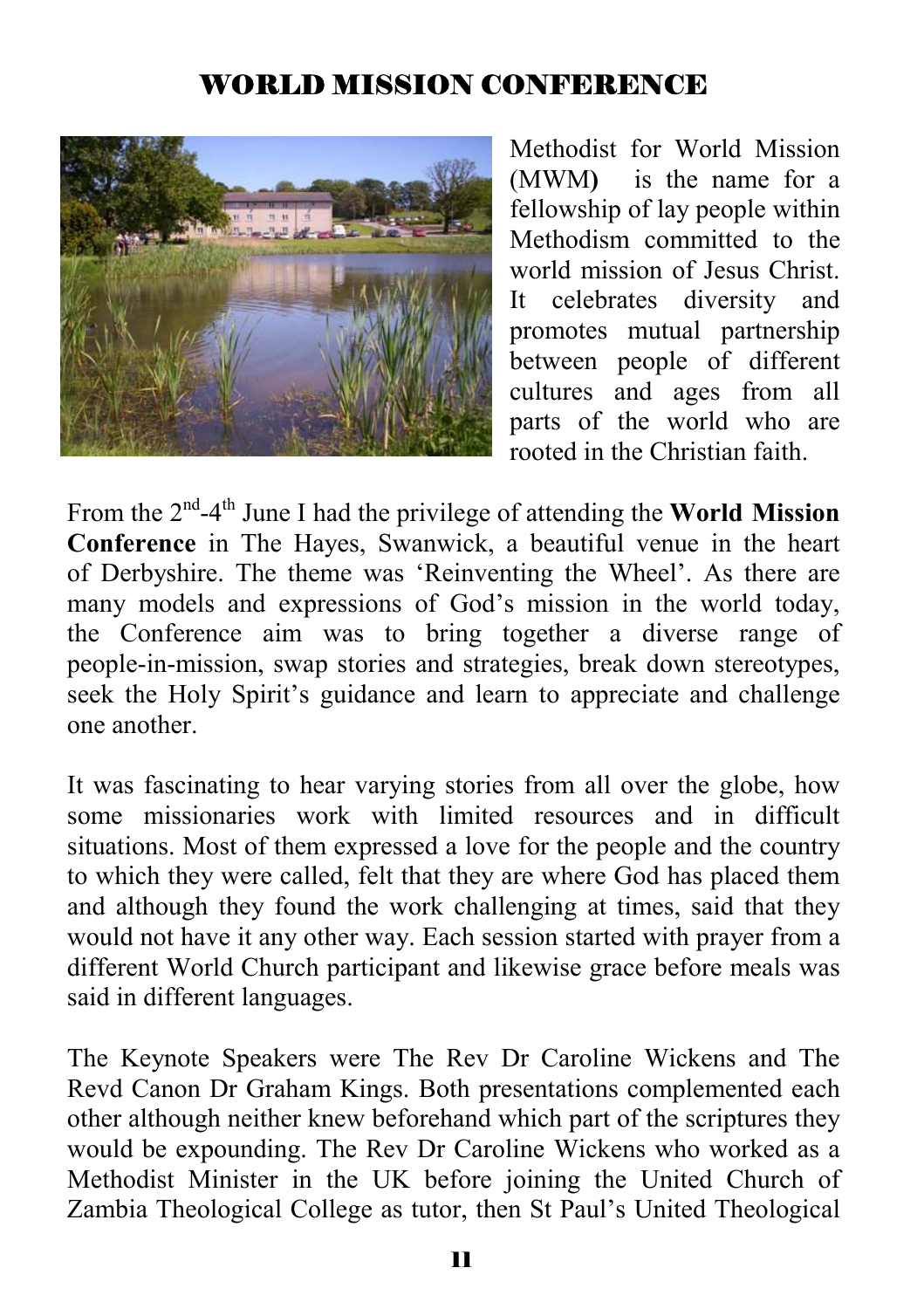# WORLD MISSION CONFERENCE

Methodist for World Mission (MWM) is the name for a fellowship of lay people within Methodism committed to the world mission of Jesus Christ. It celebrates diversity and promotes mutual partnership between people of different cultures and ages from all parts of the world who are rooted in the Christian faith.

From the 2nd-4th June I had the privilege of attending the **World Mission Conference** in The Hayes, Swanwick, a beautiful venue in the heart of Derbyshire. The theme was 'Reinventing the Wheel'. As there are many models and expressions of God's mission in the world today, the Conference aim was to bring together a diverse range of people-in-mission, swap stories and strategies, break down stereotypes, seek the Holy Spirit's guidance and learn to appreciate and challenge one another.

It was fascinating to hear varying stories from all over the globe, how some missionaries work with limited resources and in difficult situations. Most of them expressed a love for the people and the country to which they were called, felt that they are where God has placed them and although they found the work challenging at times, said that they would not have it any other way. Each session started with prayer from a different World Church participant and likewise grace before meals was said in different languages.

The Keynote Speakers were The Rev Dr Caroline Wickens and The Revd Canon Dr Graham Kings. Both presentations complemented each other although neither knew beforehand which part of the scriptures they would be expounding. The Rev Dr Caroline Wickens who worked as a Methodist Minister in the UK before joining the United Church of Zambia Theological College as tutor, then St Paul's United Theological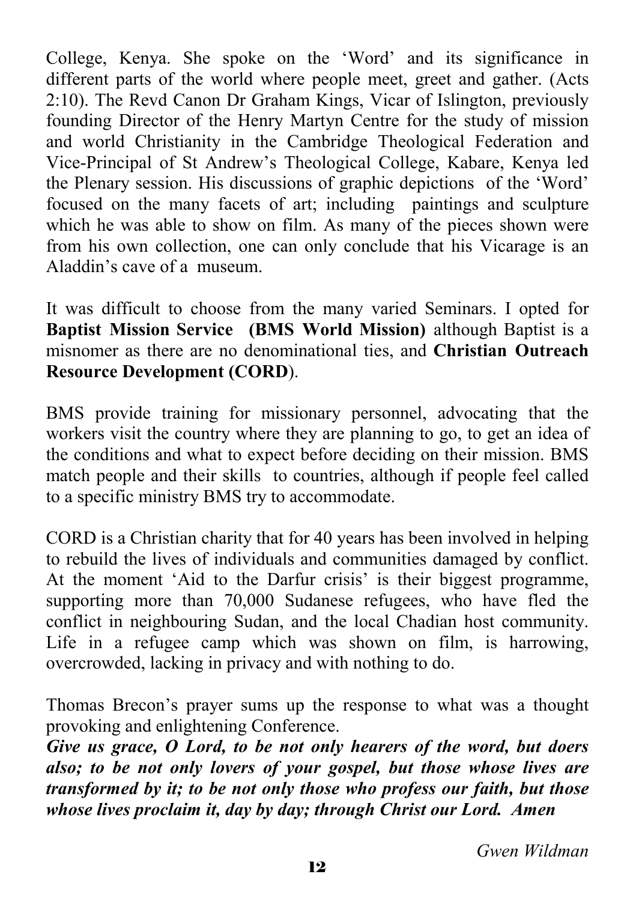College, Kenya. She spoke on the 'Word' and its significance in different parts of the world where people meet, greet and gather. (Acts 2:10). The Revd Canon Dr Graham Kings, Vicar of Islington, previously founding Director of the Henry Martyn Centre for the study of mission and world Christianity in the Cambridge Theological Federation and Vice-Principal of St Andrew's Theological College, Kabare, Kenya led the Plenary session. His discussions of graphic depictions of the 'Word' focused on the many facets of art; including paintings and sculpture which he was able to show on film. As many of the pieces shown were from his own collection, one can only conclude that his Vicarage is an Aladdin's cave of a museum.

It was difficult to choose from the many varied Seminars. I opted for **Baptist Mission Service (BMS World Mission)** although Baptist is a misnomer as there are no denominational ties, and **Christian Outreach Resource Development (CORD**).

BMS provide training for missionary personnel, advocating that the workers visit the country where they are planning to go, to get an idea of the conditions and what to expect before deciding on their mission. BMS match people and their skills to countries, although if people feel called to a specific ministry BMS try to accommodate.

CORD is a Christian charity that for 40 years has been involved in helping to rebuild the lives of individuals and communities damaged by conflict. At the moment 'Aid to the Darfur crisis' is their biggest programme, supporting more than 70,000 Sudanese refugees, who have fled the conflict in neighbouring Sudan, and the local Chadian host community. Life in a refugee camp which was shown on film, is harrowing, overcrowded, lacking in privacy and with nothing to do.

Thomas Brecon's prayer sums up the response to what was a thought provoking and enlightening Conference.

***Give us grace, O Lord, to be not only hearers of the word, but doers also; to be not only lovers of your gospel, but those whose lives are transformed by it; to be not only those who profess our faith, but those whose lives proclaim it, day by day; through Christ our Lord. Amen***

*Gwen Wildman*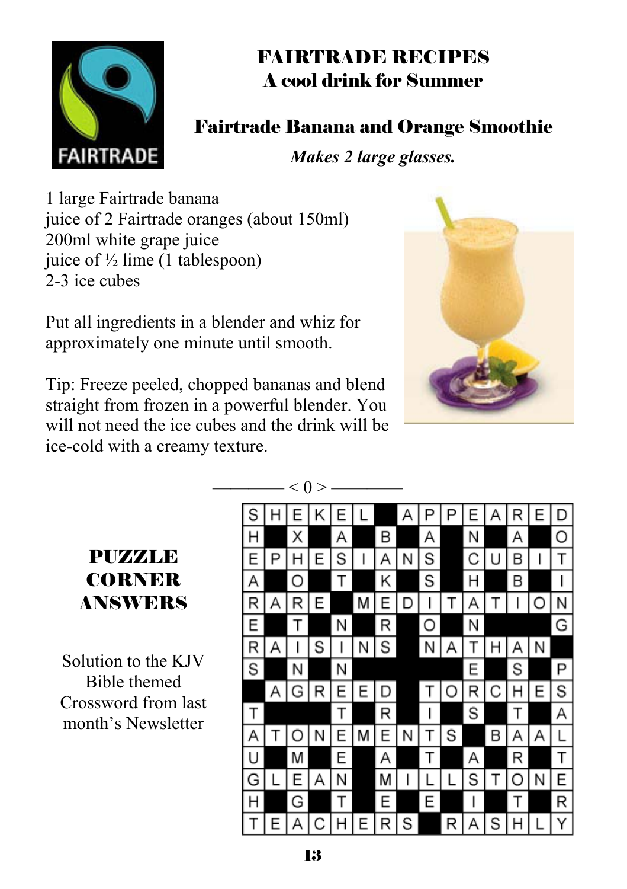# FAIRTRADE RECIPES

## A cool drink for Summer

### Fairtrade Banana and Orange Smoothie

*Makes 2 large glasses.*

1 large Fairtrade banana
juice of 2 Fairtrade oranges (about 150ml)
200ml white grape juice
juice of ½ lime (1 tablespoon)
2-3 ice cubes

Put all ingredients in a blender and whiz for approximately one minute until smooth.

Tip: Freeze peeled, chopped bananas and blend straight from frozen in a powerful blender. You will not need the ice cubes and the drink will be ice-cold with a creamy texture.

———— < 0 > ————

## PUZZLE CORNER ANSWERS

Solution to the KJV Bible themed Crossword from last month's Newsletter

| S | H | E | K | E | L | | A | P | P | E | A | R | E | D |
|---|---|---|---|---|---|---|---|---|---|---|---|---|---|---|
| H | | X | | A | | B | | A | | N | | A | | O |
| E | P | H | E | S | I | A | N | S | | C | U | B | I | T |
| A | | O | | T | | K | | S | | H | | B | | I |
| R | A | R | E | | M | E | D | I | T | A | T | I | O | N |
| E | | T | | N | | R | | O | | N | | | | G |
| R | A | I | S | I | N | S | | N | A | T | H | A | N | |
| S | | N | | N | | | | | | E | | S | | P |
| | A | G | R | E | E | D | | T | O | R | C | H | E | S |
| T | | | | T | | R | | I | | S | | T | | A |
| A | T | O | N | E | M | E | N | T | S | | B | A | A | L |
| U | | M | | E | | A | | T | | A | | R | | T |
| G | L | E | A | N | | M | I | L | L | S | T | O | N | E |
| H | | G | | T | | E | | E | | I | | T | | R |
| T | E | A | C | H | E | R | S | | R | A | S | H | L | Y |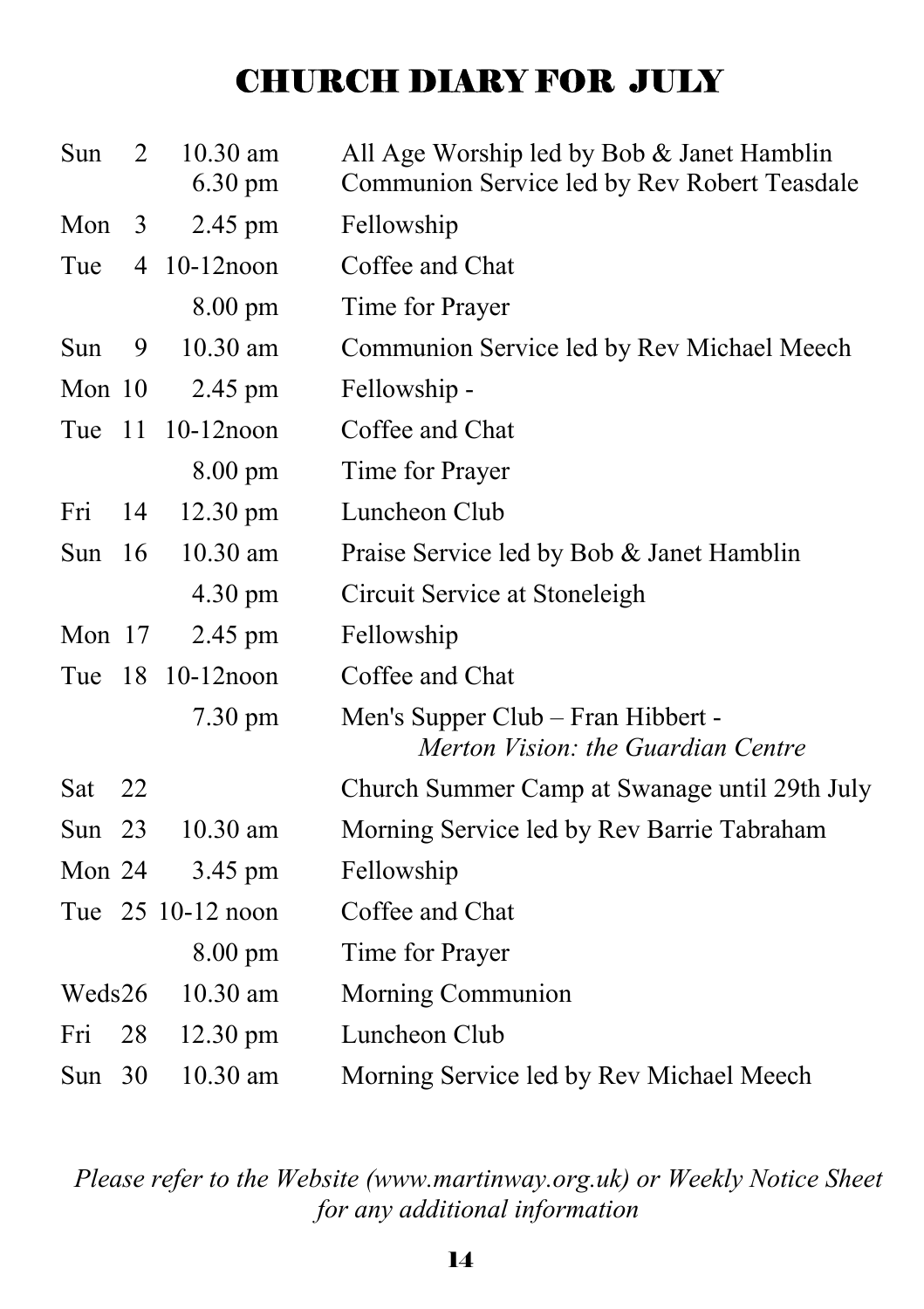# CHURCH DIARY FOR JULY

| Day | Date | Time | Event |
|---|---|---|---|
| Sun | 2 | 10.30 am | All Age Worship led by Bob & Janet Hamblin |
| | | 6.30 pm | Communion Service led by Rev Robert Teasdale |
| Mon | 3 | 2.45 pm | Fellowship |
| Tue | 4 | 10-12noon | Coffee and Chat |
| | | 8.00 pm | Time for Prayer |
| Sun | 9 | 10.30 am | Communion Service led by Rev Michael Meech |
| Mon | 10 | 2.45 pm | Fellowship - |
| Tue | 11 | 10-12noon | Coffee and Chat |
| | | 8.00 pm | Time for Prayer |
| Fri | 14 | 12.30 pm | Luncheon Club |
| Sun | 16 | 10.30 am | Praise Service led by Bob & Janet Hamblin |
| | | 4.30 pm | Circuit Service at Stoneleigh |
| Mon | 17 | 2.45 pm | Fellowship |
| Tue | 18 | 10-12noon | Coffee and Chat |
| | | 7.30 pm | Men's Supper Club – Fran Hibbert - *Merton Vision: the Guardian Centre* |
| Sat | 22 | | Church Summer Camp at Swanage until 29th July |
| Sun | 23 | 10.30 am | Morning Service led by Rev Barrie Tabraham |
| Mon | 24 | 3.45 pm | Fellowship |
| Tue | 25 | 10-12 noon | Coffee and Chat |
| | | 8.00 pm | Time for Prayer |
| Weds | 26 | 10.30 am | Morning Communion |
| Fri | 28 | 12.30 pm | Luncheon Club |
| Sun | 30 | 10.30 am | Morning Service led by Rev Michael Meech |

*Please refer to the Website (www.martinway.org.uk) or Weekly Notice Sheet for any additional information*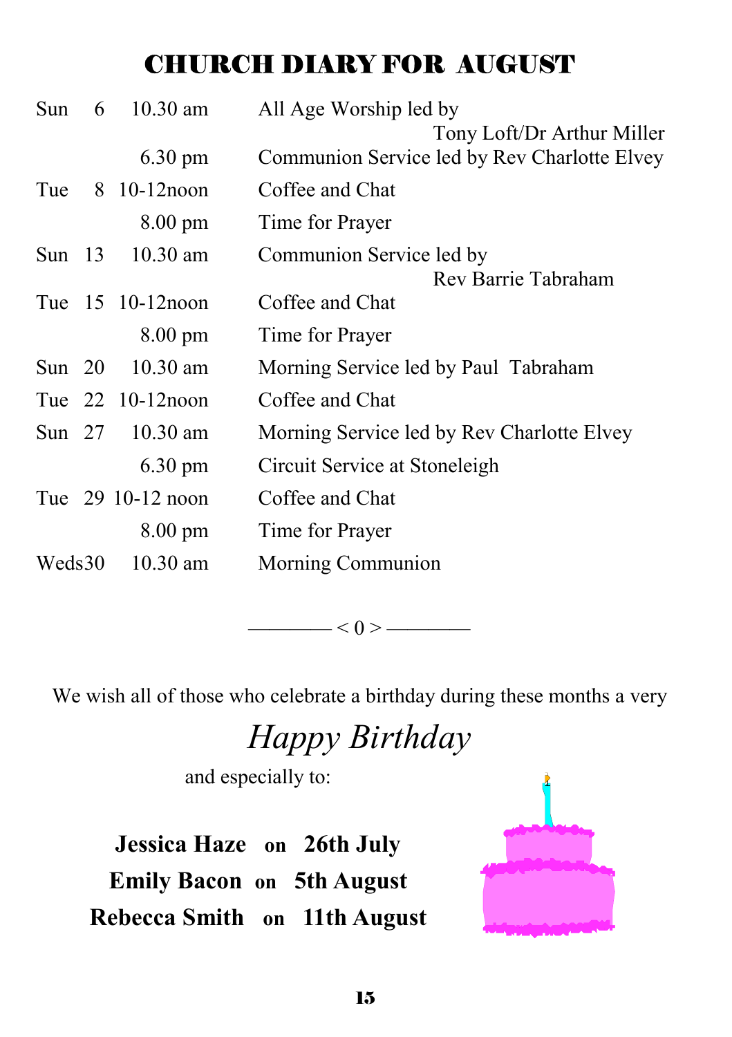# CHURCH DIARY FOR AUGUST

| Day | Date | Time | Event |
|---|---|---|---|
| Sun | 6 | 10.30 am | All Age Worship led by Tony Loft/Dr Arthur Miller |
| | | 6.30 pm | Communion Service led by Rev Charlotte Elvey |
| Tue | 8 | 10-12noon | Coffee and Chat |
| | | 8.00 pm | Time for Prayer |
| Sun | 13 | 10.30 am | Communion Service led by Rev Barrie Tabraham |
| Tue | 15 | 10-12noon | Coffee and Chat |
| | | 8.00 pm | Time for Prayer |
| Sun | 20 | 10.30 am | Morning Service led by Paul Tabraham |
| Tue | 22 | 10-12noon | Coffee and Chat |
| Sun | 27 | 10.30 am | Morning Service led by Rev Charlotte Elvey |
| | | 6.30 pm | Circuit Service at Stoneleigh |
| Tue | 29 | 10-12 noon | Coffee and Chat |
| | | 8.00 pm | Time for Prayer |
| Weds | 30 | 10.30 am | Morning Communion |

———— < 0 > ————

We wish all of those who celebrate a birthday during these months a very

*Happy Birthday*

and especially to:

**Jessica Haze on 26th July**
**Emily Bacon on 5th August**
**Rebecca Smith on 11th August**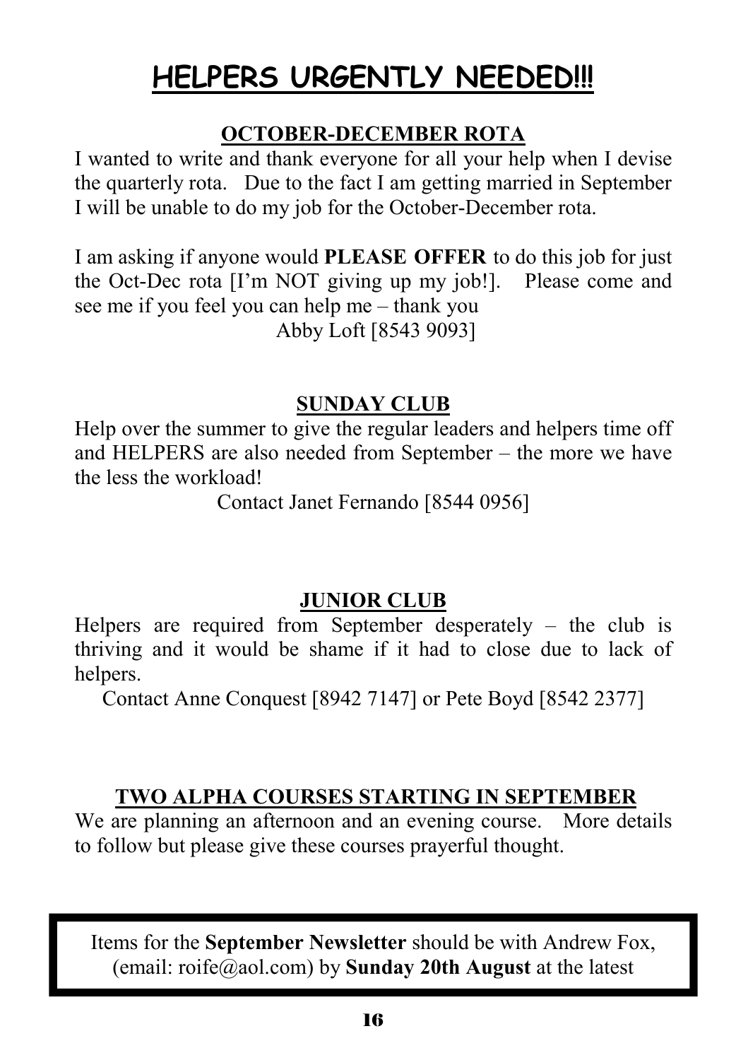# HELPERS URGENTLY NEEDED!!!

## OCTOBER-DECEMBER ROTA

I wanted to write and thank everyone for all your help when I devise the quarterly rota. Due to the fact I am getting married in September I will be unable to do my job for the October-December rota.

I am asking if anyone would **PLEASE OFFER** to do this job for just the Oct-Dec rota [I'm NOT giving up my job!]. Please come and see me if you feel you can help me – thank you

Abby Loft [8543 9093]

## SUNDAY CLUB

Help over the summer to give the regular leaders and helpers time off and HELPERS are also needed from September – the more we have the less the workload!

Contact Janet Fernando [8544 0956]

## JUNIOR CLUB

Helpers are required from September desperately – the club is thriving and it would be shame if it had to close due to lack of helpers.

Contact Anne Conquest [8942 7147] or Pete Boyd [8542 2377]

## TWO ALPHA COURSES STARTING IN SEPTEMBER

We are planning an afternoon and an evening course. More details to follow but please give these courses prayerful thought.

Items for the **September Newsletter** should be with Andrew Fox, (email: roife@aol.com) by **Sunday 20th August** at the latest